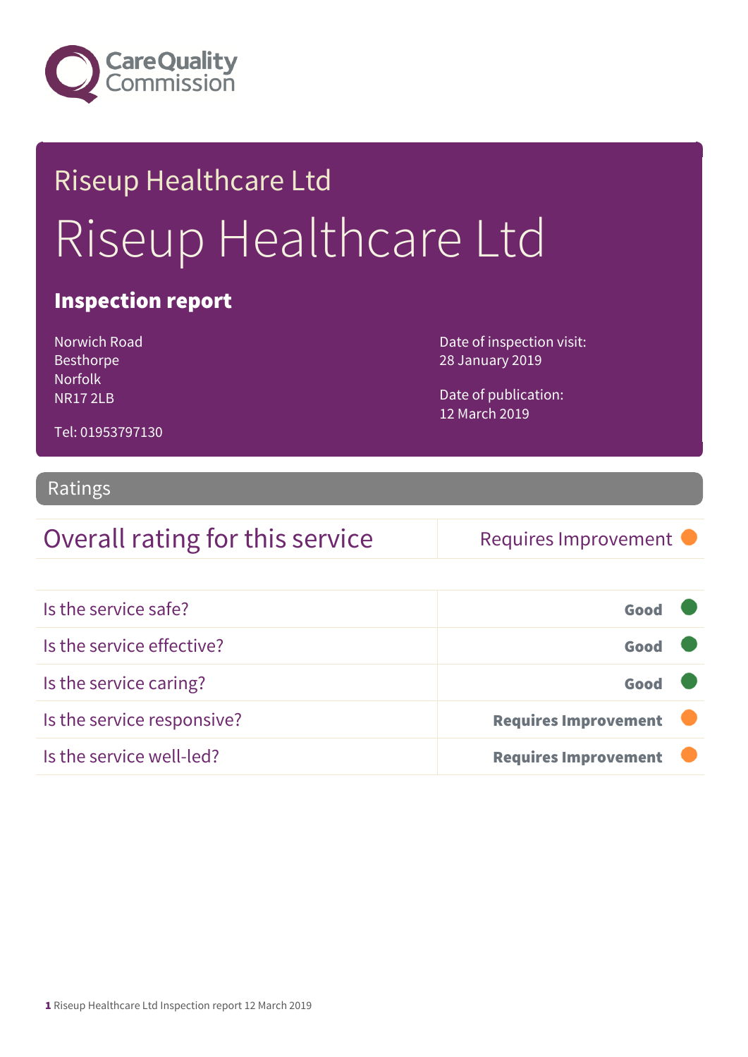Care Quality Commission

# Riseup Healthcare Ltd

# Riseup Healthcare Ltd

## Inspection report

Norwich Road
Besthorpe
Norfolk
NR17 2LB

Tel: 01953797130

Date of inspection visit:
28 January 2019

Date of publication:
12 March 2019

## Ratings

| Overall rating for this service | Requires Improvement |
|---|---|

| | |
|---|---|
| Is the service safe? | **Good** |
| Is the service effective? | **Good** |
| Is the service caring? | **Good** |
| Is the service responsive? | **Requires Improvement** |
| Is the service well-led? | **Requires Improvement** |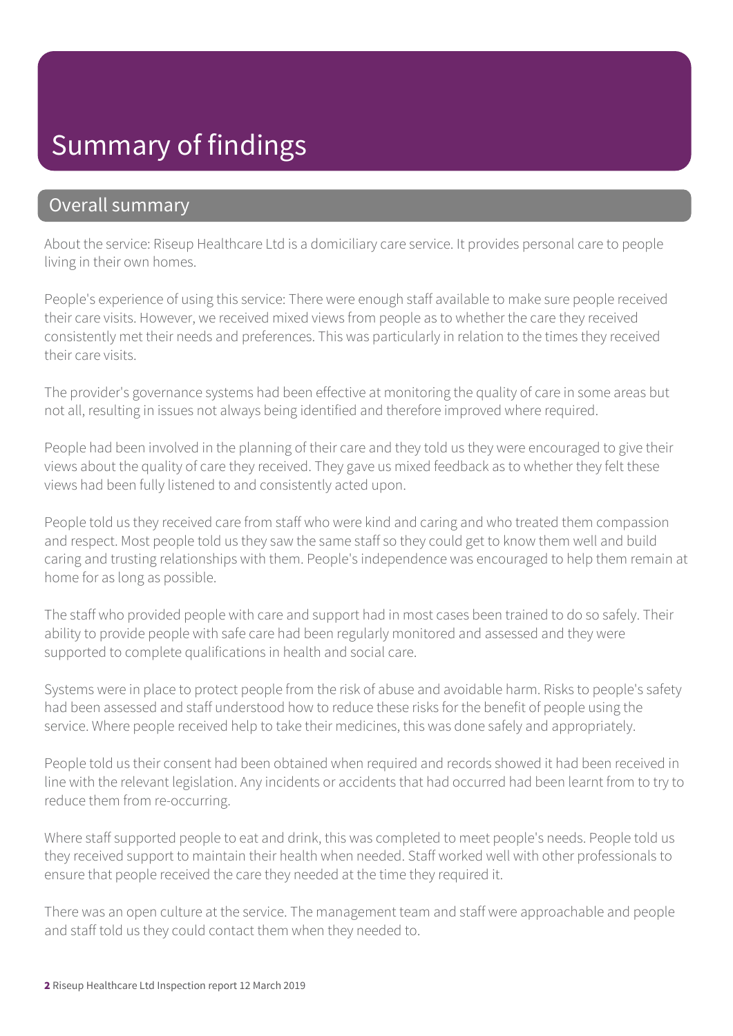# Summary of findings

## Overall summary

About the service: Riseup Healthcare Ltd is a domiciliary care service. It provides personal care to people living in their own homes.

People's experience of using this service: There were enough staff available to make sure people received their care visits. However, we received mixed views from people as to whether the care they received consistently met their needs and preferences. This was particularly in relation to the times they received their care visits.

The provider's governance systems had been effective at monitoring the quality of care in some areas but not all, resulting in issues not always being identified and therefore improved where required.

People had been involved in the planning of their care and they told us they were encouraged to give their views about the quality of care they received. They gave us mixed feedback as to whether they felt these views had been fully listened to and consistently acted upon.

People told us they received care from staff who were kind and caring and who treated them compassion and respect. Most people told us they saw the same staff so they could get to know them well and build caring and trusting relationships with them. People's independence was encouraged to help them remain at home for as long as possible.

The staff who provided people with care and support had in most cases been trained to do so safely. Their ability to provide people with safe care had been regularly monitored and assessed and they were supported to complete qualifications in health and social care.

Systems were in place to protect people from the risk of abuse and avoidable harm. Risks to people's safety had been assessed and staff understood how to reduce these risks for the benefit of people using the service. Where people received help to take their medicines, this was done safely and appropriately.

People told us their consent had been obtained when required and records showed it had been received in line with the relevant legislation. Any incidents or accidents that had occurred had been learnt from to try to reduce them from re-occurring.

Where staff supported people to eat and drink, this was completed to meet people's needs. People told us they received support to maintain their health when needed. Staff worked well with other professionals to ensure that people received the care they needed at the time they required it.

There was an open culture at the service. The management team and staff were approachable and people and staff told us they could contact them when they needed to.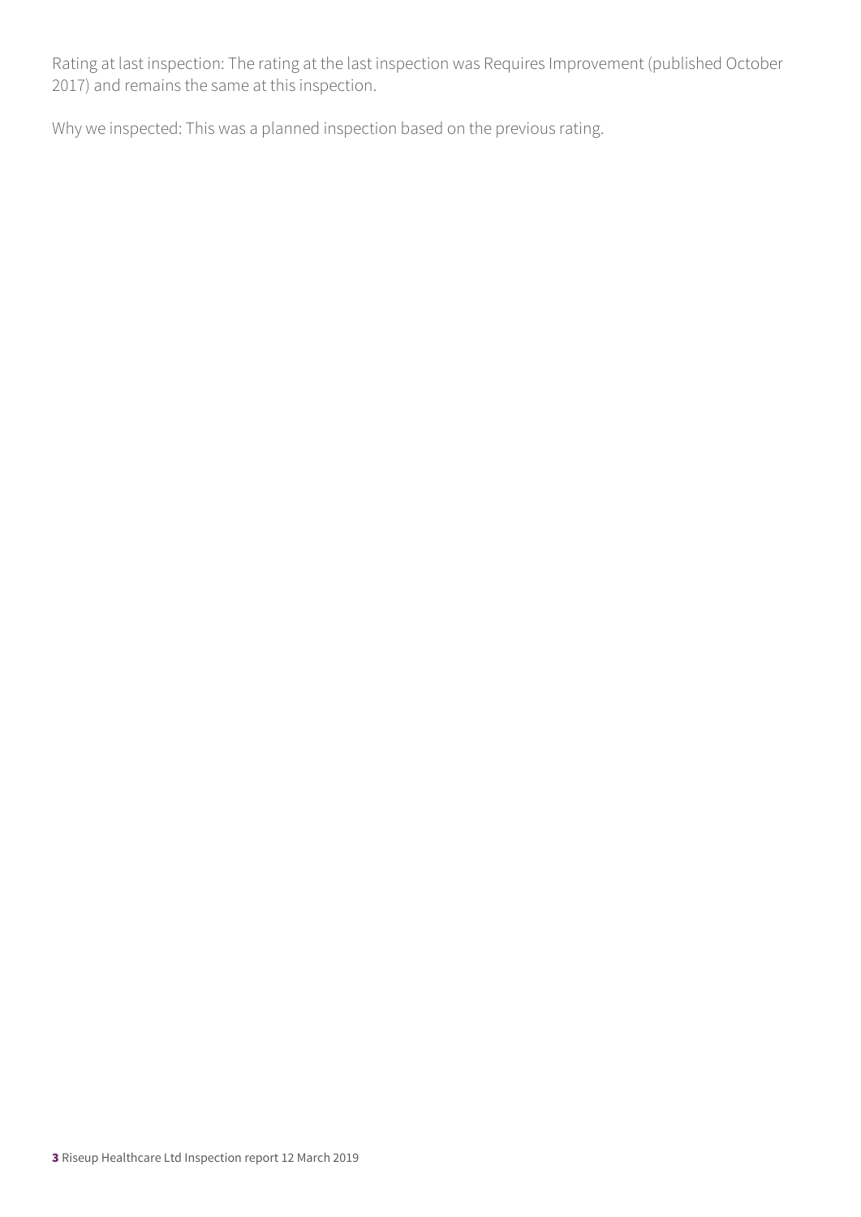Rating at last inspection: The rating at the last inspection was Requires Improvement (published October 2017) and remains the same at this inspection.

Why we inspected: This was a planned inspection based on the previous rating.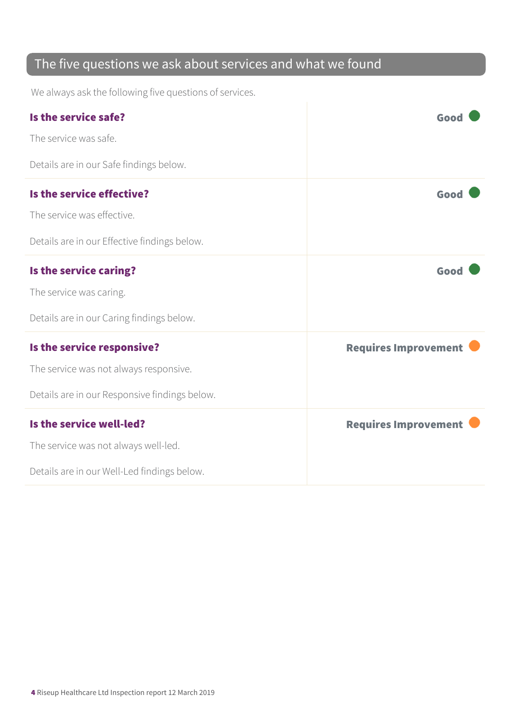## The five questions we ask about services and what we found

We always ask the following five questions of services.

| | |
|---|---|
| **Is the service safe?**<br>The service was safe.<br>Details are in our Safe findings below. | **Good** |
| **Is the service effective?**<br>The service was effective.<br>Details are in our Effective findings below. | **Good** |
| **Is the service caring?**<br>The service was caring.<br>Details are in our Caring findings below. | **Good** |
| **Is the service responsive?**<br>The service was not always responsive.<br>Details are in our Responsive findings below. | **Requires Improvement** |
| **Is the service well-led?**<br>The service was not always well-led.<br>Details are in our Well-Led findings below. | **Requires Improvement** |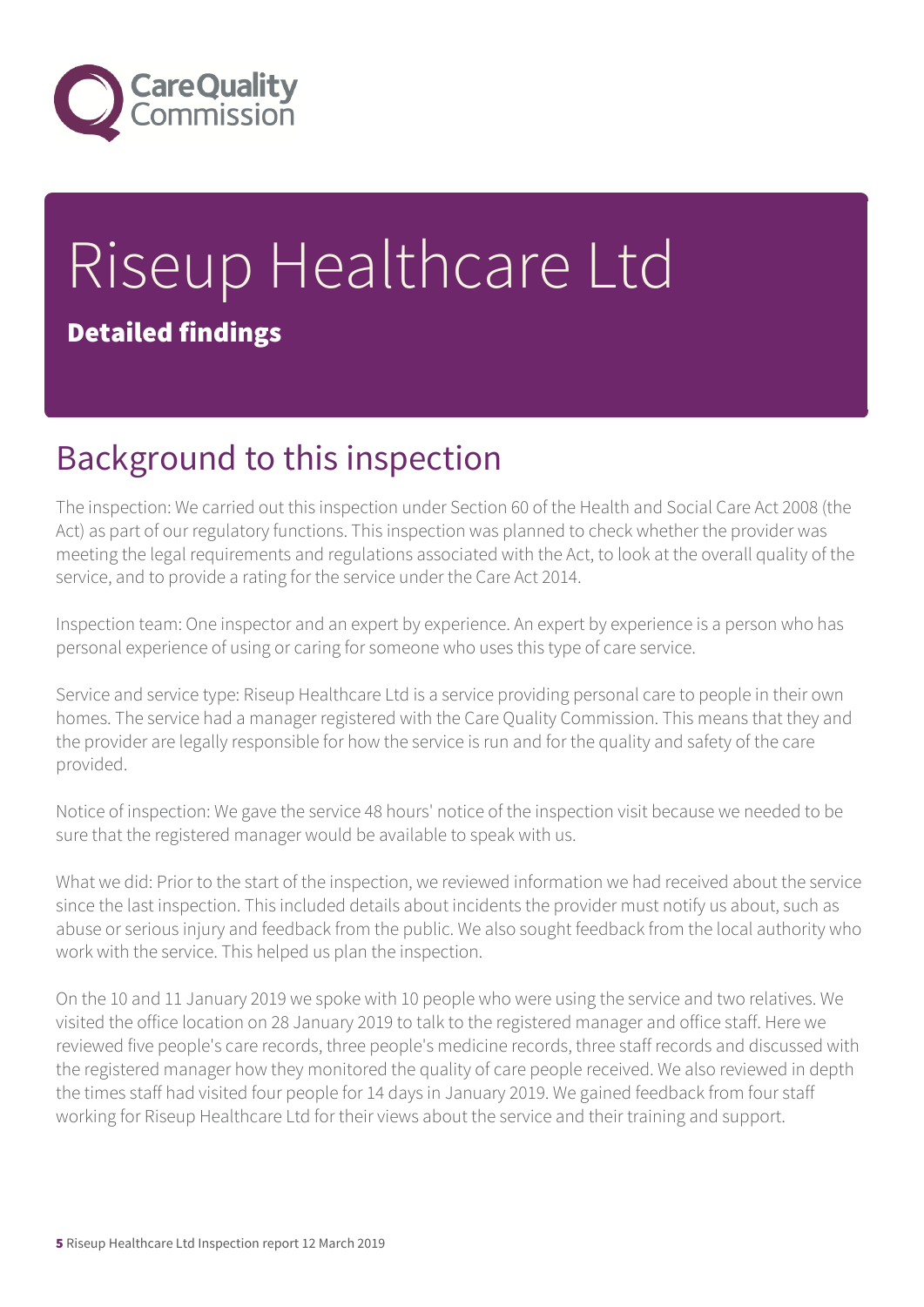# Riseup Healthcare Ltd

**Detailed findings**

## Background to this inspection

The inspection: We carried out this inspection under Section 60 of the Health and Social Care Act 2008 (the Act) as part of our regulatory functions. This inspection was planned to check whether the provider was meeting the legal requirements and regulations associated with the Act, to look at the overall quality of the service, and to provide a rating for the service under the Care Act 2014.

Inspection team: One inspector and an expert by experience. An expert by experience is a person who has personal experience of using or caring for someone who uses this type of care service.

Service and service type: Riseup Healthcare Ltd is a service providing personal care to people in their own homes. The service had a manager registered with the Care Quality Commission. This means that they and the provider are legally responsible for how the service is run and for the quality and safety of the care provided.

Notice of inspection: We gave the service 48 hours' notice of the inspection visit because we needed to be sure that the registered manager would be available to speak with us.

What we did: Prior to the start of the inspection, we reviewed information we had received about the service since the last inspection. This included details about incidents the provider must notify us about, such as abuse or serious injury and feedback from the public. We also sought feedback from the local authority who work with the service. This helped us plan the inspection.

On the 10 and 11 January 2019 we spoke with 10 people who were using the service and two relatives. We visited the office location on 28 January 2019 to talk to the registered manager and office staff. Here we reviewed five people's care records, three people's medicine records, three staff records and discussed with the registered manager how they monitored the quality of care people received. We also reviewed in depth the times staff had visited four people for 14 days in January 2019. We gained feedback from four staff working for Riseup Healthcare Ltd for their views about the service and their training and support.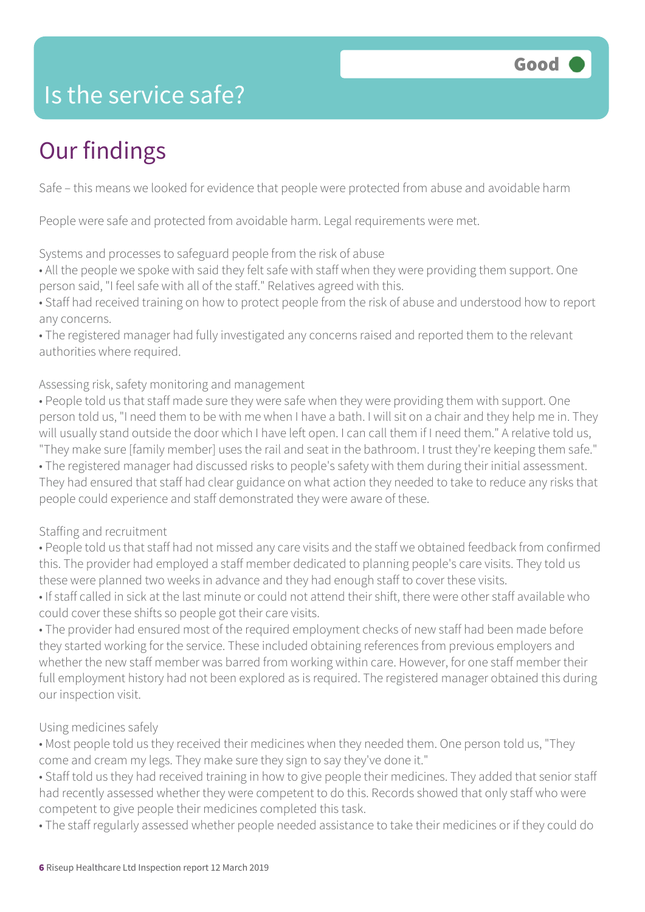# Is the service safe?

Good

## Our findings

Safe – this means we looked for evidence that people were protected from abuse and avoidable harm

People were safe and protected from avoidable harm. Legal requirements were met.

Systems and processes to safeguard people from the risk of abuse

- All the people we spoke with said they felt safe with staff when they were providing them support. One person said, "I feel safe with all of the staff." Relatives agreed with this.
- Staff had received training on how to protect people from the risk of abuse and understood how to report any concerns.
- The registered manager had fully investigated any concerns raised and reported them to the relevant authorities where required.

Assessing risk, safety monitoring and management

- People told us that staff made sure they were safe when they were providing them with support. One person told us, "I need them to be with me when I have a bath. I will sit on a chair and they help me in. They will usually stand outside the door which I have left open. I can call them if I need them." A relative told us, "They make sure [family member] uses the rail and seat in the bathroom. I trust they're keeping them safe."
- The registered manager had discussed risks to people's safety with them during their initial assessment. They had ensured that staff had clear guidance on what action they needed to take to reduce any risks that people could experience and staff demonstrated they were aware of these.

Staffing and recruitment

- People told us that staff had not missed any care visits and the staff we obtained feedback from confirmed this. The provider had employed a staff member dedicated to planning people's care visits. They told us these were planned two weeks in advance and they had enough staff to cover these visits.
- If staff called in sick at the last minute or could not attend their shift, there were other staff available who could cover these shifts so people got their care visits.
- The provider had ensured most of the required employment checks of new staff had been made before they started working for the service. These included obtaining references from previous employers and whether the new staff member was barred from working within care. However, for one staff member their full employment history had not been explored as is required. The registered manager obtained this during our inspection visit.

Using medicines safely

- Most people told us they received their medicines when they needed them. One person told us, "They come and cream my legs. They make sure they sign to say they've done it."
- Staff told us they had received training in how to give people their medicines. They added that senior staff had recently assessed whether they were competent to do this. Records showed that only staff who were competent to give people their medicines completed this task.
- The staff regularly assessed whether people needed assistance to take their medicines or if they could do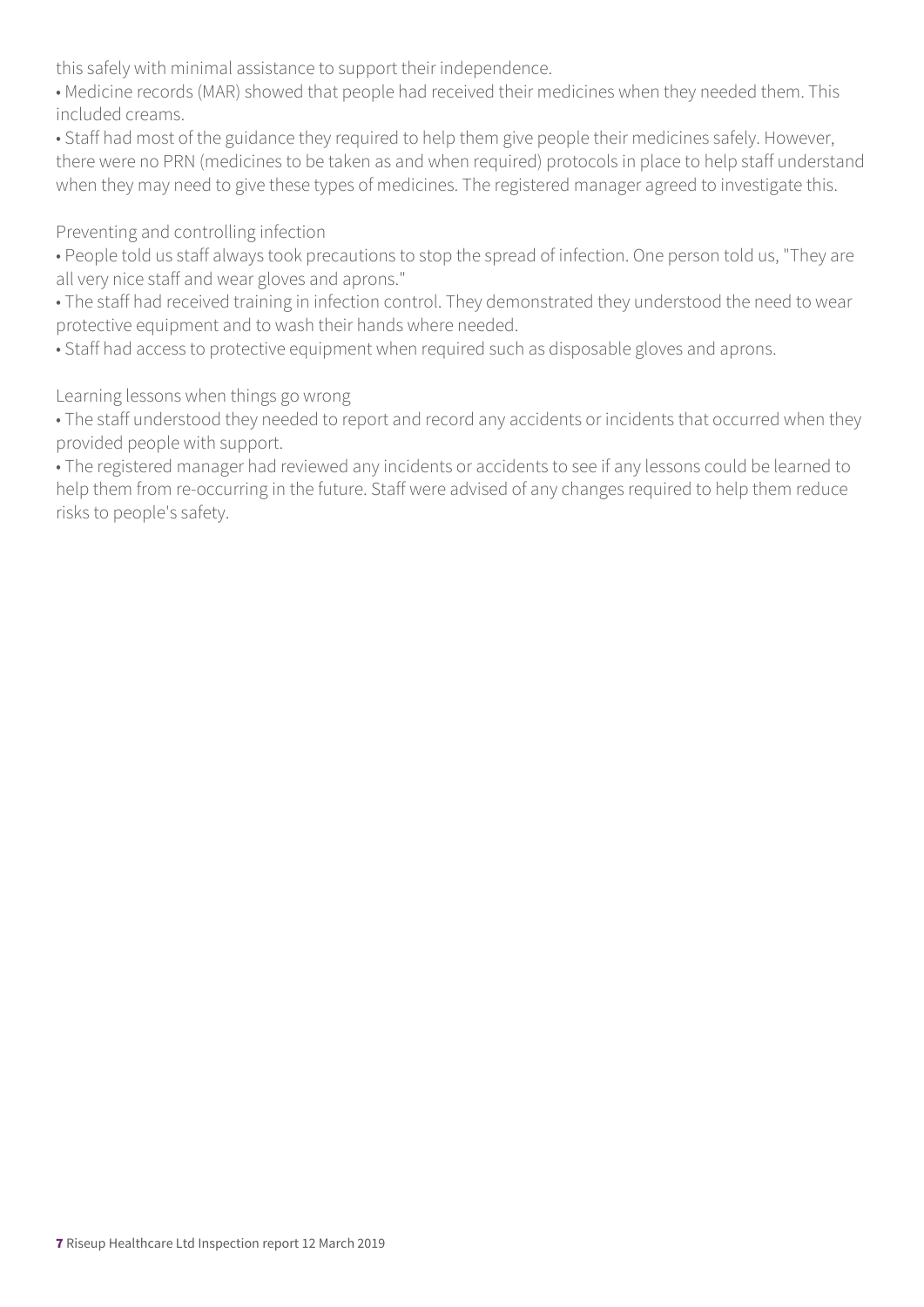this safely with minimal assistance to support their independence.

- Medicine records (MAR) showed that people had received their medicines when they needed them. This included creams.
- Staff had most of the guidance they required to help them give people their medicines safely. However, there were no PRN (medicines to be taken as and when required) protocols in place to help staff understand when they may need to give these types of medicines. The registered manager agreed to investigate this.

Preventing and controlling infection

- People told us staff always took precautions to stop the spread of infection. One person told us, "They are all very nice staff and wear gloves and aprons."
- The staff had received training in infection control. They demonstrated they understood the need to wear protective equipment and to wash their hands where needed.
- Staff had access to protective equipment when required such as disposable gloves and aprons.

Learning lessons when things go wrong

- The staff understood they needed to report and record any accidents or incidents that occurred when they provided people with support.
- The registered manager had reviewed any incidents or accidents to see if any lessons could be learned to help them from re-occurring in the future. Staff were advised of any changes required to help them reduce risks to people's safety.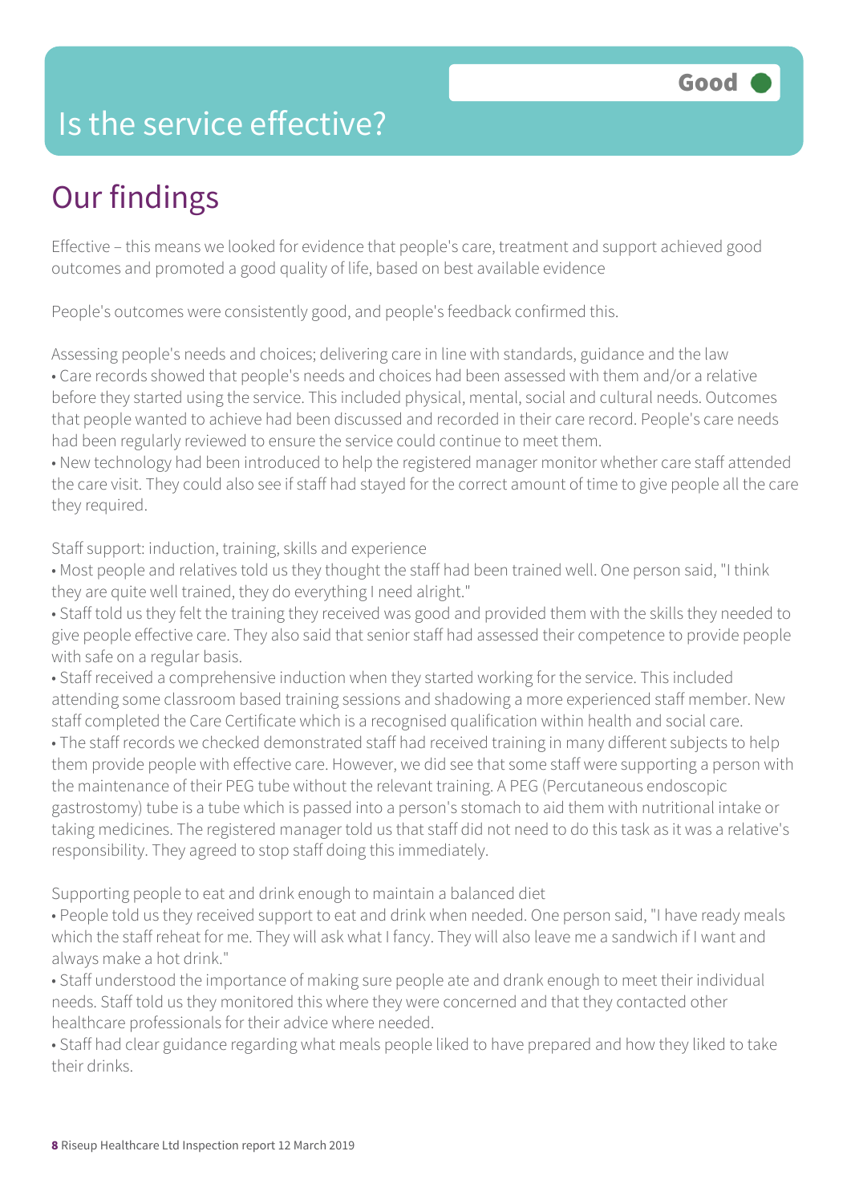Good

# Is the service effective?

## Our findings

Effective – this means we looked for evidence that people's care, treatment and support achieved good outcomes and promoted a good quality of life, based on best available evidence

People's outcomes were consistently good, and people's feedback confirmed this.

Assessing people's needs and choices; delivering care in line with standards, guidance and the law

- Care records showed that people's needs and choices had been assessed with them and/or a relative before they started using the service. This included physical, mental, social and cultural needs. Outcomes that people wanted to achieve had been discussed and recorded in their care record. People's care needs had been regularly reviewed to ensure the service could continue to meet them.
- New technology had been introduced to help the registered manager monitor whether care staff attended the care visit. They could also see if staff had stayed for the correct amount of time to give people all the care they required.

Staff support: induction, training, skills and experience

- Most people and relatives told us they thought the staff had been trained well. One person said, "I think they are quite well trained, they do everything I need alright."
- Staff told us they felt the training they received was good and provided them with the skills they needed to give people effective care. They also said that senior staff had assessed their competence to provide people with safe on a regular basis.
- Staff received a comprehensive induction when they started working for the service. This included attending some classroom based training sessions and shadowing a more experienced staff member. New staff completed the Care Certificate which is a recognised qualification within health and social care.
- The staff records we checked demonstrated staff had received training in many different subjects to help them provide people with effective care. However, we did see that some staff were supporting a person with the maintenance of their PEG tube without the relevant training. A PEG (Percutaneous endoscopic gastrostomy) tube is a tube which is passed into a person's stomach to aid them with nutritional intake or taking medicines. The registered manager told us that staff did not need to do this task as it was a relative's responsibility. They agreed to stop staff doing this immediately.

Supporting people to eat and drink enough to maintain a balanced diet

- People told us they received support to eat and drink when needed. One person said, "I have ready meals which the staff reheat for me. They will ask what I fancy. They will also leave me a sandwich if I want and always make a hot drink."
- Staff understood the importance of making sure people ate and drank enough to meet their individual needs. Staff told us they monitored this where they were concerned and that they contacted other healthcare professionals for their advice where needed.
- Staff had clear guidance regarding what meals people liked to have prepared and how they liked to take their drinks.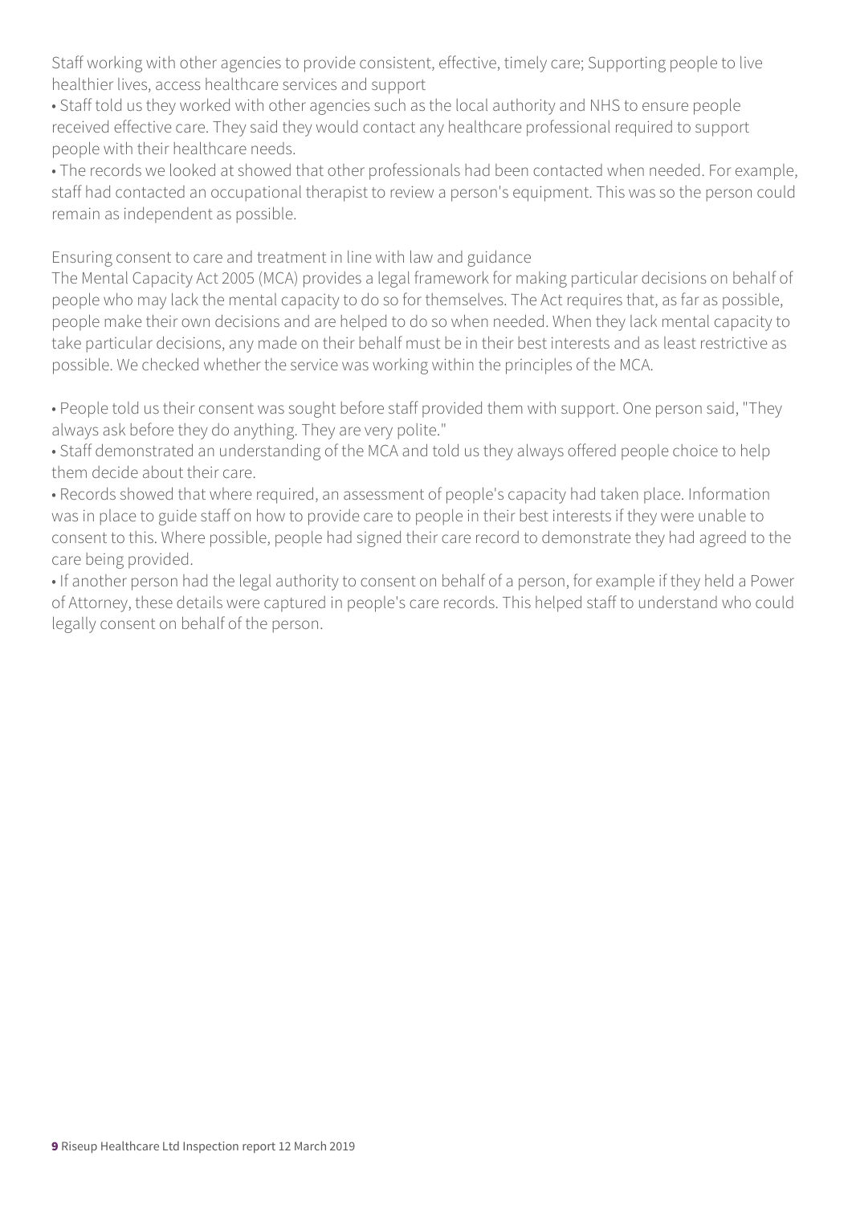Staff working with other agencies to provide consistent, effective, timely care; Supporting people to live healthier lives, access healthcare services and support

- Staff told us they worked with other agencies such as the local authority and NHS to ensure people received effective care. They said they would contact any healthcare professional required to support people with their healthcare needs.
- The records we looked at showed that other professionals had been contacted when needed. For example, staff had contacted an occupational therapist to review a person's equipment. This was so the person could remain as independent as possible.

Ensuring consent to care and treatment in line with law and guidance

The Mental Capacity Act 2005 (MCA) provides a legal framework for making particular decisions on behalf of people who may lack the mental capacity to do so for themselves. The Act requires that, as far as possible, people make their own decisions and are helped to do so when needed. When they lack mental capacity to take particular decisions, any made on their behalf must be in their best interests and as least restrictive as possible. We checked whether the service was working within the principles of the MCA.

- People told us their consent was sought before staff provided them with support. One person said, "They always ask before they do anything. They are very polite."
- Staff demonstrated an understanding of the MCA and told us they always offered people choice to help them decide about their care.
- Records showed that where required, an assessment of people's capacity had taken place. Information was in place to guide staff on how to provide care to people in their best interests if they were unable to consent to this. Where possible, people had signed their care record to demonstrate they had agreed to the care being provided.
- If another person had the legal authority to consent on behalf of a person, for example if they held a Power of Attorney, these details were captured in people's care records. This helped staff to understand who could legally consent on behalf of the person.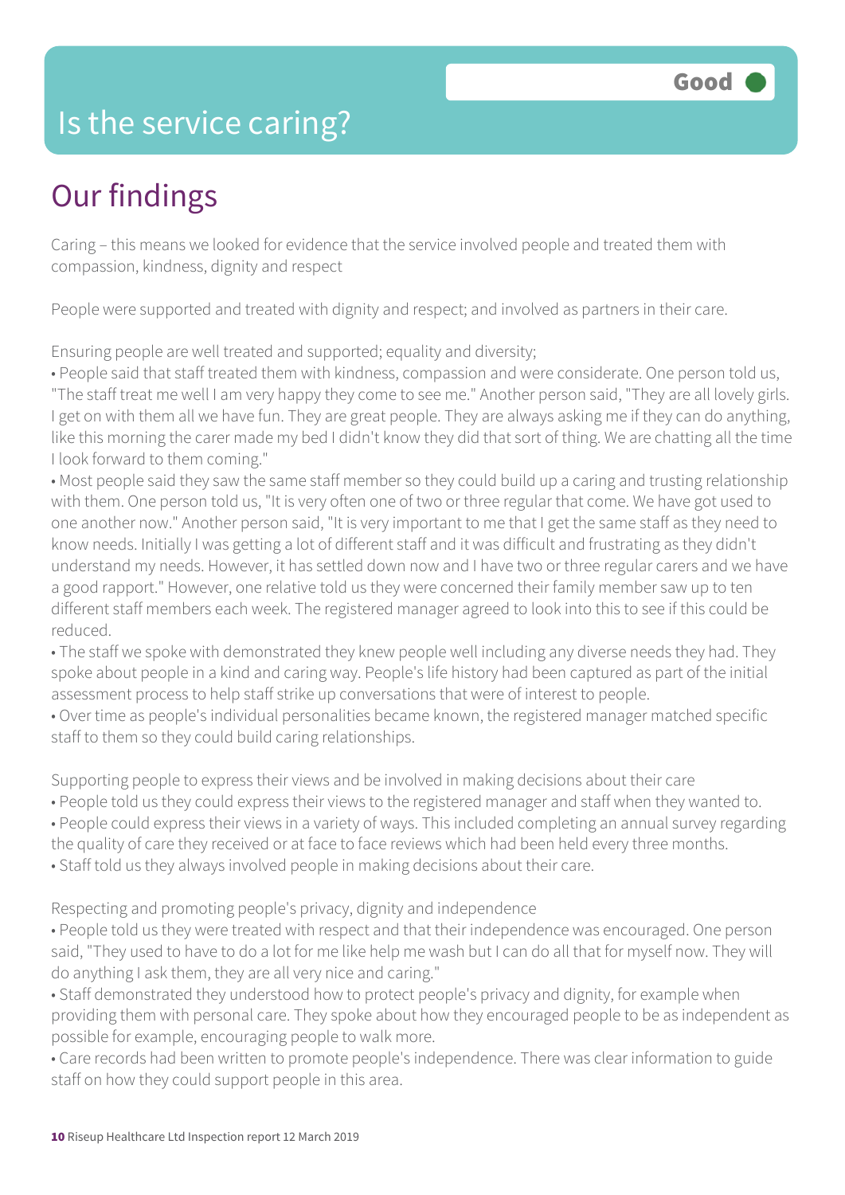Good

# Is the service caring?

## Our findings

Caring – this means we looked for evidence that the service involved people and treated them with compassion, kindness, dignity and respect

People were supported and treated with dignity and respect; and involved as partners in their care.

Ensuring people are well treated and supported; equality and diversity;

- People said that staff treated them with kindness, compassion and were considerate. One person told us, "The staff treat me well I am very happy they come to see me." Another person said, "They are all lovely girls. I get on with them all we have fun. They are great people. They are always asking me if they can do anything, like this morning the carer made my bed I didn't know they did that sort of thing. We are chatting all the time I look forward to them coming."
- Most people said they saw the same staff member so they could build up a caring and trusting relationship with them. One person told us, "It is very often one of two or three regular that come. We have got used to one another now." Another person said, "It is very important to me that I get the same staff as they need to know needs. Initially I was getting a lot of different staff and it was difficult and frustrating as they didn't understand my needs. However, it has settled down now and I have two or three regular carers and we have a good rapport." However, one relative told us they were concerned their family member saw up to ten different staff members each week. The registered manager agreed to look into this to see if this could be reduced.
- The staff we spoke with demonstrated they knew people well including any diverse needs they had. They spoke about people in a kind and caring way. People's life history had been captured as part of the initial assessment process to help staff strike up conversations that were of interest to people.
- Over time as people's individual personalities became known, the registered manager matched specific staff to them so they could build caring relationships.

Supporting people to express their views and be involved in making decisions about their care

- People told us they could express their views to the registered manager and staff when they wanted to.
- People could express their views in a variety of ways. This included completing an annual survey regarding the quality of care they received or at face to face reviews which had been held every three months.
- Staff told us they always involved people in making decisions about their care.

Respecting and promoting people's privacy, dignity and independence

- People told us they were treated with respect and that their independence was encouraged. One person said, "They used to have to do a lot for me like help me wash but I can do all that for myself now. They will do anything I ask them, they are all very nice and caring."
- Staff demonstrated they understood how to protect people's privacy and dignity, for example when providing them with personal care. They spoke about how they encouraged people to be as independent as possible for example, encouraging people to walk more.
- Care records had been written to promote people's independence. There was clear information to guide staff on how they could support people in this area.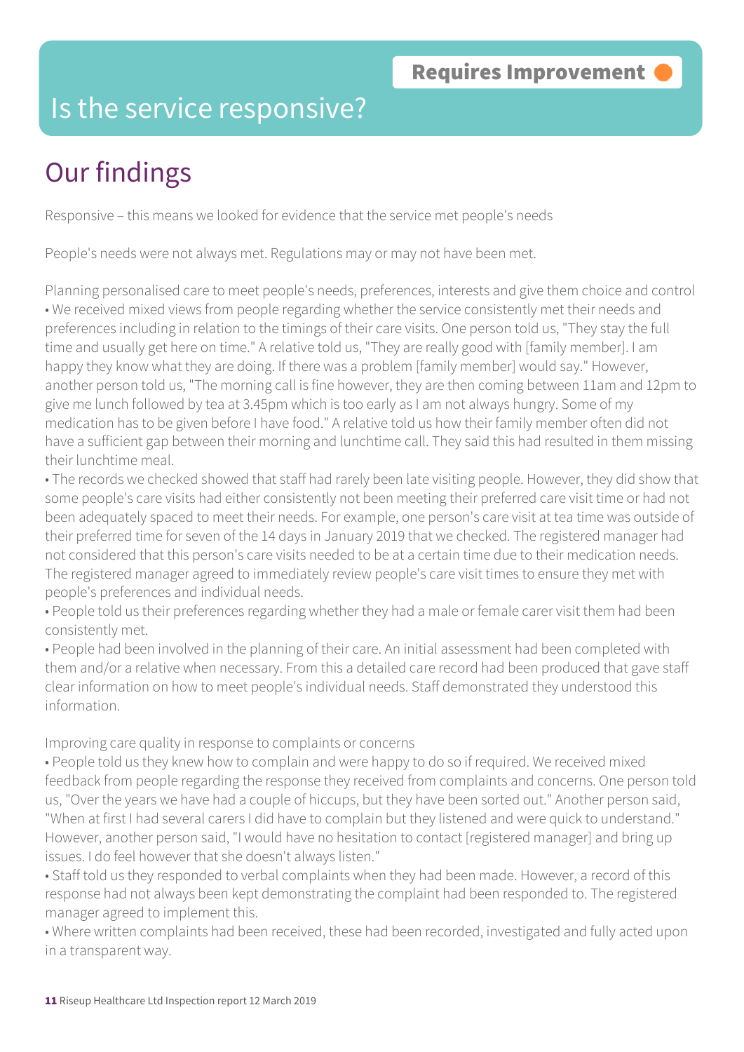Requires Improvement

# Is the service responsive?

## Our findings

Responsive – this means we looked for evidence that the service met people's needs

People's needs were not always met. Regulations may or may not have been met.

Planning personalised care to meet people's needs, preferences, interests and give them choice and control

- We received mixed views from people regarding whether the service consistently met their needs and preferences including in relation to the timings of their care visits. One person told us, "They stay the full time and usually get here on time." A relative told us, "They are really good with [family member]. I am happy they know what they are doing. If there was a problem [family member] would say." However, another person told us, "The morning call is fine however, they are then coming between 11am and 12pm to give me lunch followed by tea at 3.45pm which is too early as I am not always hungry. Some of my medication has to be given before I have food." A relative told us how their family member often did not have a sufficient gap between their morning and lunchtime call. They said this had resulted in them missing their lunchtime meal.
- The records we checked showed that staff had rarely been late visiting people. However, they did show that some people's care visits had either consistently not been meeting their preferred care visit time or had not been adequately spaced to meet their needs. For example, one person's care visit at tea time was outside of their preferred time for seven of the 14 days in January 2019 that we checked. The registered manager had not considered that this person's care visits needed to be at a certain time due to their medication needs. The registered manager agreed to immediately review people's care visit times to ensure they met with people's preferences and individual needs.
- People told us their preferences regarding whether they had a male or female carer visit them had been consistently met.
- People had been involved in the planning of their care. An initial assessment had been completed with them and/or a relative when necessary. From this a detailed care record had been produced that gave staff clear information on how to meet people's individual needs. Staff demonstrated they understood this information.

Improving care quality in response to complaints or concerns

- People told us they knew how to complain and were happy to do so if required. We received mixed feedback from people regarding the response they received from complaints and concerns. One person told us, "Over the years we have had a couple of hiccups, but they have been sorted out." Another person said, "When at first I had several carers I did have to complain but they listened and were quick to understand." However, another person said, "I would have no hesitation to contact [registered manager] and bring up issues. I do feel however that she doesn't always listen."
- Staff told us they responded to verbal complaints when they had been made. However, a record of this response had not always been kept demonstrating the complaint had been responded to. The registered manager agreed to implement this.
- Where written complaints had been received, these had been recorded, investigated and fully acted upon in a transparent way.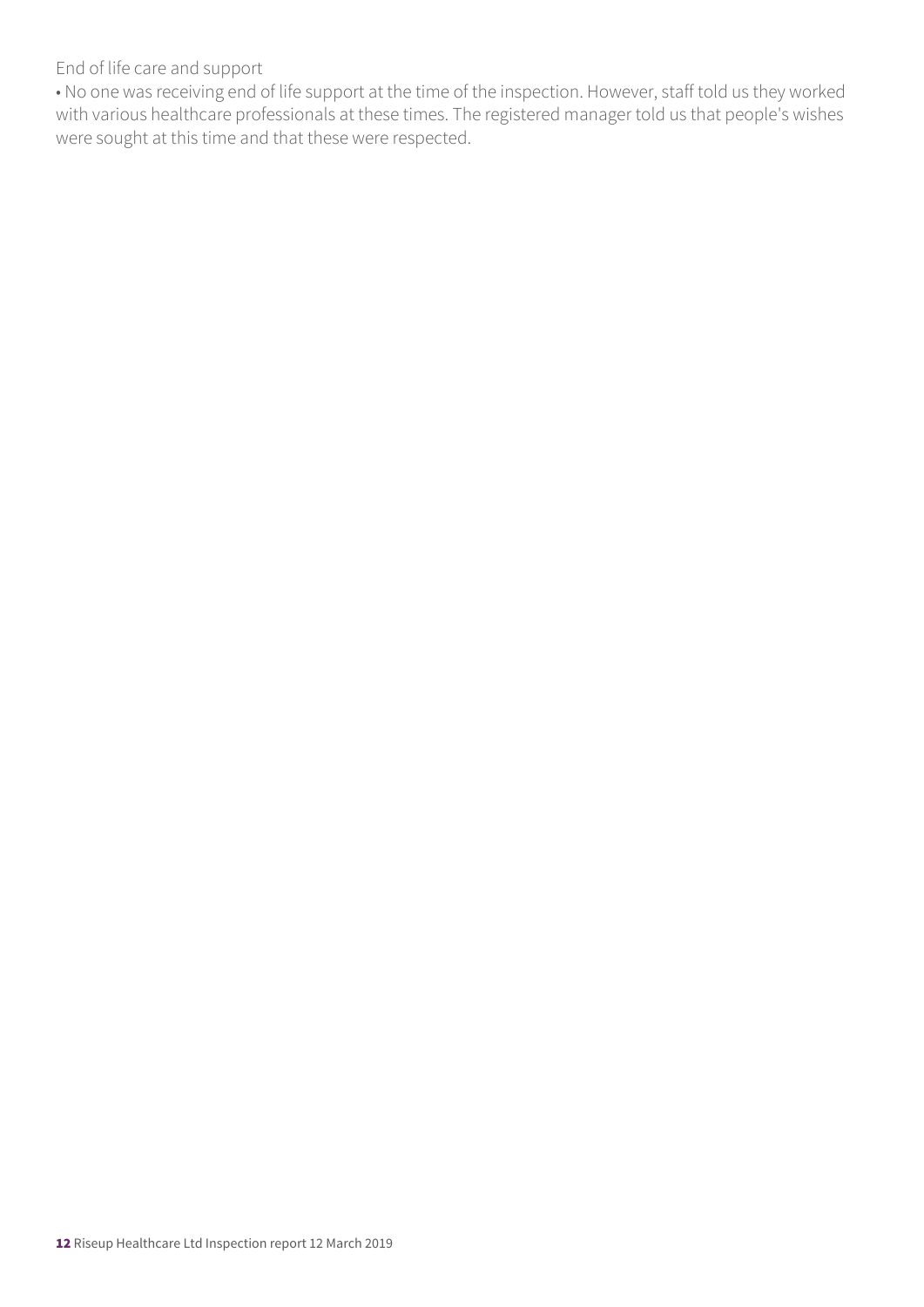End of life care and support

- No one was receiving end of life support at the time of the inspection. However, staff told us they worked with various healthcare professionals at these times. The registered manager told us that people's wishes were sought at this time and that these were respected.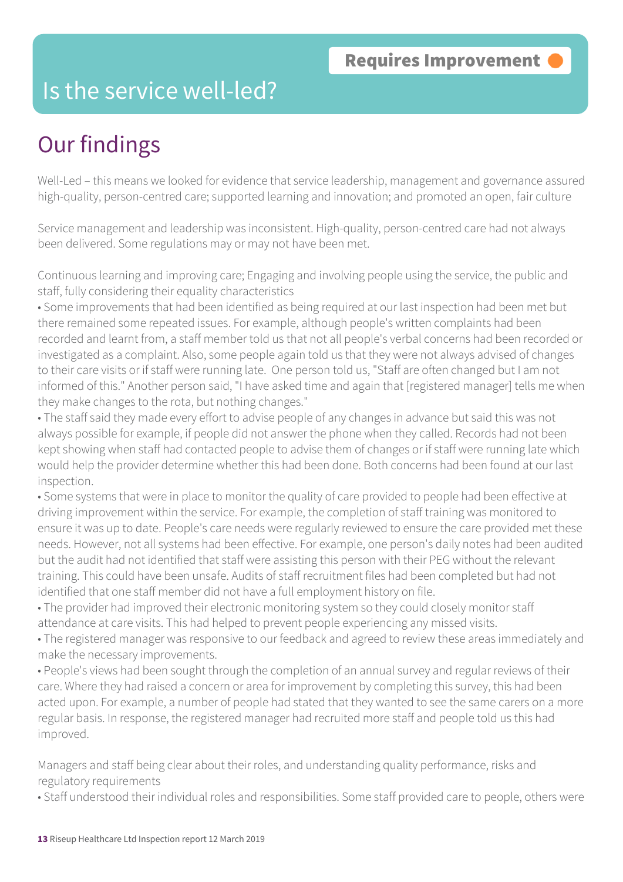Requires Improvement

# Is the service well-led?

## Our findings

Well-Led – this means we looked for evidence that service leadership, management and governance assured high-quality, person-centred care; supported learning and innovation; and promoted an open, fair culture

Service management and leadership was inconsistent. High-quality, person-centred care had not always been delivered. Some regulations may or may not have been met.

Continuous learning and improving care; Engaging and involving people using the service, the public and staff, fully considering their equality characteristics

- Some improvements that had been identified as being required at our last inspection had been met but there remained some repeated issues. For example, although people's written complaints had been recorded and learnt from, a staff member told us that not all people's verbal concerns had been recorded or investigated as a complaint. Also, some people again told us that they were not always advised of changes to their care visits or if staff were running late. One person told us, "Staff are often changed but I am not informed of this." Another person said, "I have asked time and again that [registered manager] tells me when they make changes to the rota, but nothing changes."
- The staff said they made every effort to advise people of any changes in advance but said this was not always possible for example, if people did not answer the phone when they called. Records had not been kept showing when staff had contacted people to advise them of changes or if staff were running late which would help the provider determine whether this had been done. Both concerns had been found at our last inspection.
- Some systems that were in place to monitor the quality of care provided to people had been effective at driving improvement within the service. For example, the completion of staff training was monitored to ensure it was up to date. People's care needs were regularly reviewed to ensure the care provided met these needs. However, not all systems had been effective. For example, one person's daily notes had been audited but the audit had not identified that staff were assisting this person with their PEG without the relevant training. This could have been unsafe. Audits of staff recruitment files had been completed but had not identified that one staff member did not have a full employment history on file.
- The provider had improved their electronic monitoring system so they could closely monitor staff attendance at care visits. This had helped to prevent people experiencing any missed visits.
- The registered manager was responsive to our feedback and agreed to review these areas immediately and make the necessary improvements.
- People's views had been sought through the completion of an annual survey and regular reviews of their care. Where they had raised a concern or area for improvement by completing this survey, this had been acted upon. For example, a number of people had stated that they wanted to see the same carers on a more regular basis. In response, the registered manager had recruited more staff and people told us this had improved.

Managers and staff being clear about their roles, and understanding quality performance, risks and regulatory requirements

- Staff understood their individual roles and responsibilities. Some staff provided care to people, others were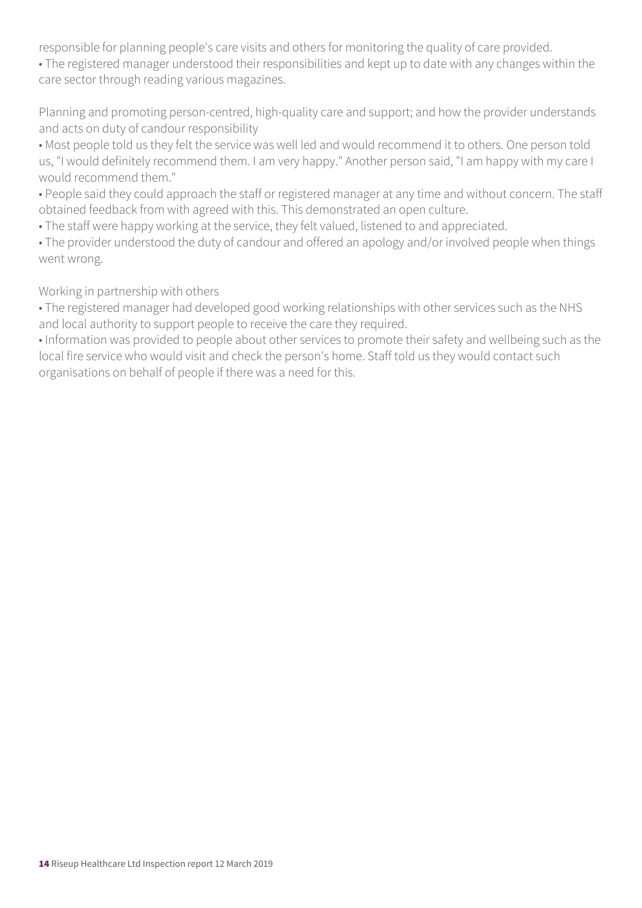responsible for planning people's care visits and others for monitoring the quality of care provided.

• The registered manager understood their responsibilities and kept up to date with any changes within the care sector through reading various magazines.

Planning and promoting person-centred, high-quality care and support; and how the provider understands and acts on duty of candour responsibility

• Most people told us they felt the service was well led and would recommend it to others. One person told us, "I would definitely recommend them. I am very happy." Another person said, "I am happy with my care I would recommend them."

• People said they could approach the staff or registered manager at any time and without concern. The staff obtained feedback from with agreed with this. This demonstrated an open culture.

• The staff were happy working at the service, they felt valued, listened to and appreciated.

• The provider understood the duty of candour and offered an apology and/or involved people when things went wrong.

Working in partnership with others

• The registered manager had developed good working relationships with other services such as the NHS and local authority to support people to receive the care they required.

• Information was provided to people about other services to promote their safety and wellbeing such as the local fire service who would visit and check the person's home. Staff told us they would contact such organisations on behalf of people if there was a need for this.